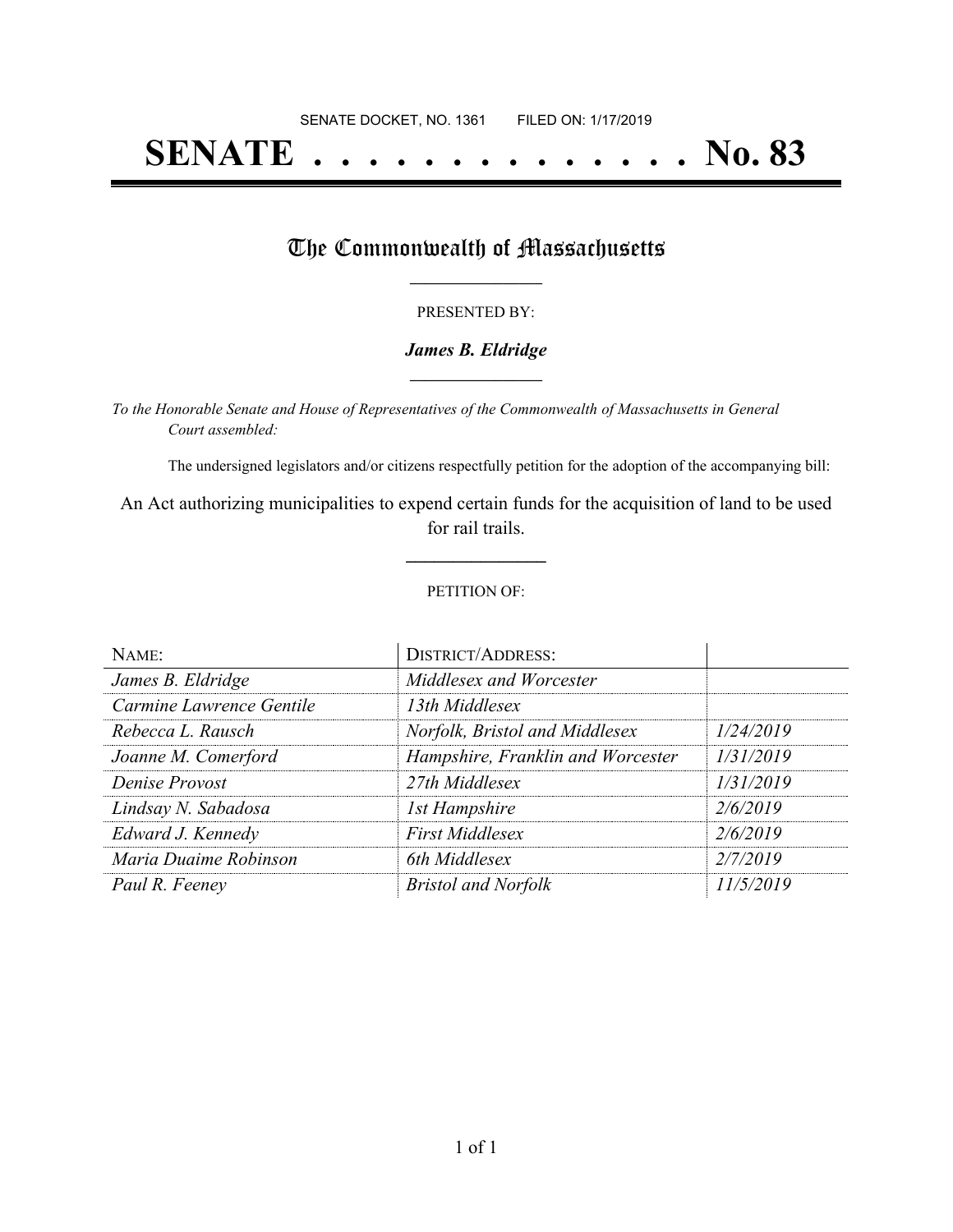SENATE DOCKET, NO. 1361        FILED ON: 1/17/2019

# SENATE . . . . . . . . . . . . . . No. 83

## The Commonwealth of Massachusetts

PRESENTED BY:

***James B. Eldridge***

*To the Honorable Senate and House of Representatives of the Commonwealth of Massachusetts in General Court assembled:*

The undersigned legislators and/or citizens respectfully petition for the adoption of the accompanying bill:

An Act authorizing municipalities to expend certain funds for the acquisition of land to be used for rail trails.

PETITION OF:

| NAME: | DISTRICT/ADDRESS: | |
|---|---|---|
| *James B. Eldridge* | *Middlesex and Worcester* | |
| *Carmine Lawrence Gentile* | *13th Middlesex* | |
| *Rebecca L. Rausch* | *Norfolk, Bristol and Middlesex* | *1/24/2019* |
| *Joanne M. Comerford* | *Hampshire, Franklin and Worcester* | *1/31/2019* |
| *Denise Provost* | *27th Middlesex* | *1/31/2019* |
| *Lindsay N. Sabadosa* | *1st Hampshire* | *2/6/2019* |
| *Edward J. Kennedy* | *First Middlesex* | *2/6/2019* |
| *Maria Duaime Robinson* | *6th Middlesex* | *2/7/2019* |
| *Paul R. Feeney* | *Bristol and Norfolk* | *11/5/2019* |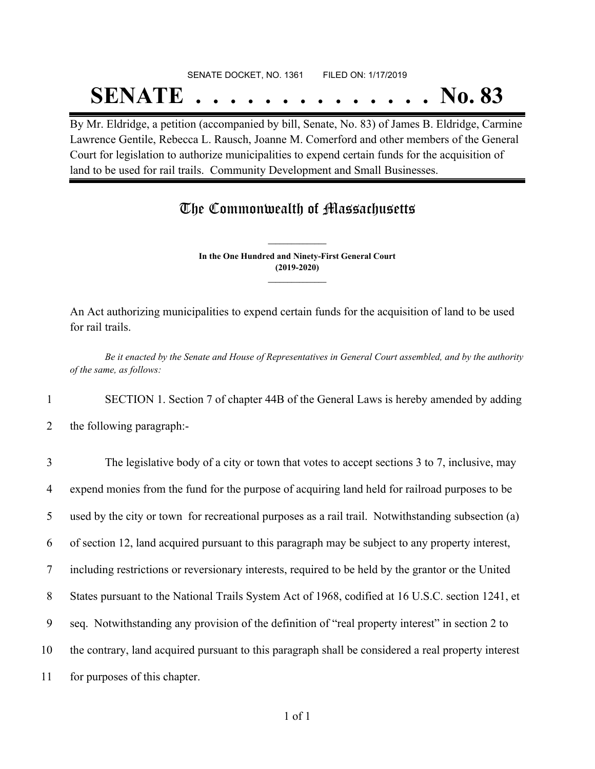SENATE DOCKET, NO. 1361 FILED ON: 1/17/2019

# SENATE . . . . . . . . . . . . . . No. 83

By Mr. Eldridge, a petition (accompanied by bill, Senate, No. 83) of James B. Eldridge, Carmine Lawrence Gentile, Rebecca L. Rausch, Joanne M. Comerford and other members of the General Court for legislation to authorize municipalities to expend certain funds for the acquisition of land to be used for rail trails. Community Development and Small Businesses.

## The Commonwealth of Massachusetts

**In the One Hundred and Ninety-First General Court**
**(2019-2020)**

An Act authorizing municipalities to expend certain funds for the acquisition of land to be used for rail trails.

*Be it enacted by the Senate and House of Representatives in General Court assembled, and by the authority of the same, as follows:*

1 SECTION 1. Section 7 of chapter 44B of the General Laws is hereby amended by adding
2 the following paragraph:-

3 The legislative body of a city or town that votes to accept sections 3 to 7, inclusive, may
4 expend monies from the fund for the purpose of acquiring land held for railroad purposes to be
5 used by the city or town for recreational purposes as a rail trail. Notwithstanding subsection (a)
6 of section 12, land acquired pursuant to this paragraph may be subject to any property interest,
7 including restrictions or reversionary interests, required to be held by the grantor or the United
8 States pursuant to the National Trails System Act of 1968, codified at 16 U.S.C. section 1241, et
9 seq. Notwithstanding any provision of the definition of "real property interest" in section 2 to
10 the contrary, land acquired pursuant to this paragraph shall be considered a real property interest
11 for purposes of this chapter.